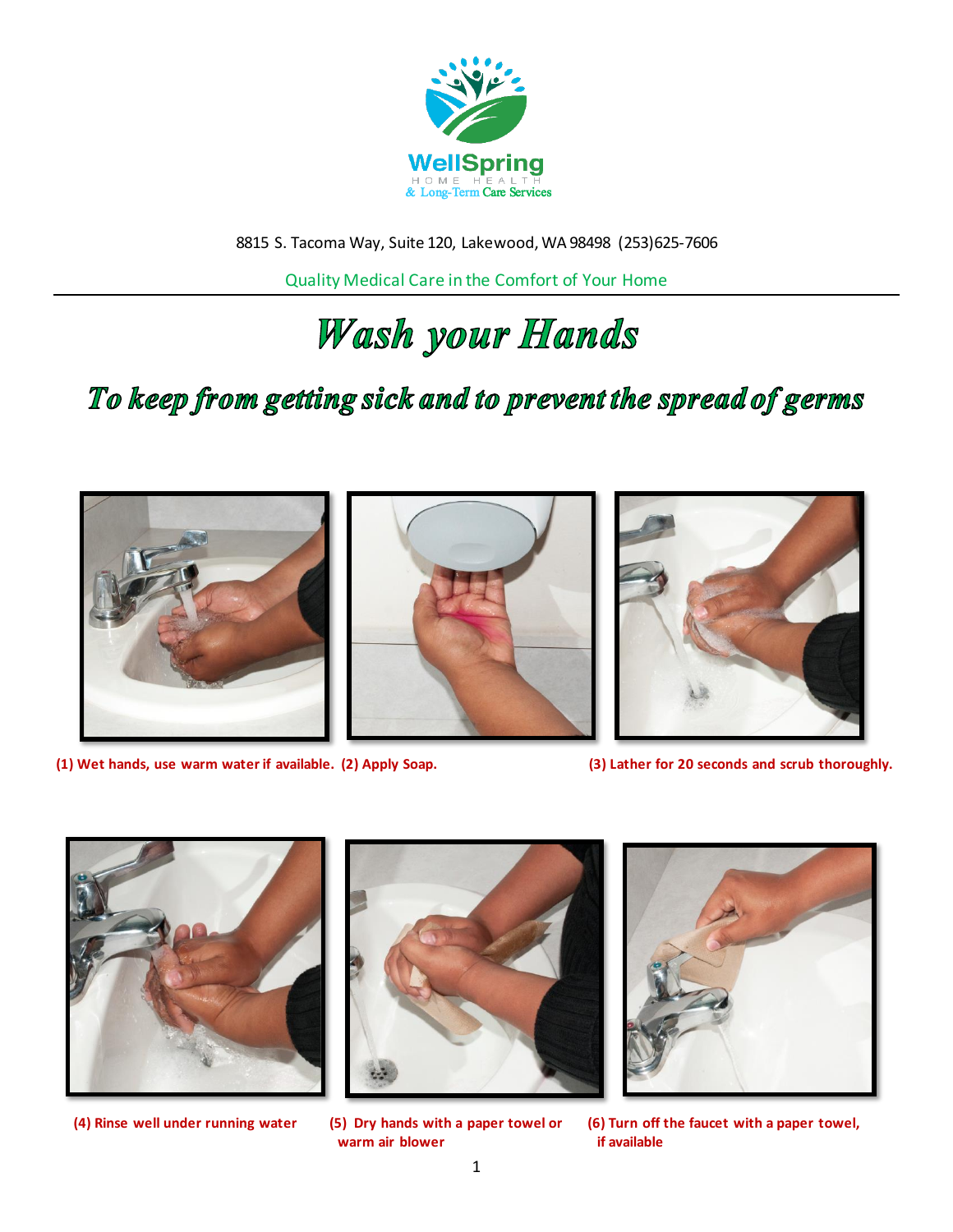WellSpring
HOME HEALTH
& Long-Term Care Services

8815 S. Tacoma Way, Suite 120, Lakewood, WA 98498 (253)625-7606

Quality Medical Care in the Comfort of Your Home

# Wash your Hands

## To keep from getting sick and to prevent the spread of germs

**(1) Wet hands, use warm water if available.** **(2) Apply Soap.** **(3) Lather for 20 seconds and scrub thoroughly.**

**(4) Rinse well under running water** **(5) Dry hands with a paper towel or warm air blower** **(6) Turn off the faucet with a paper towel, if available**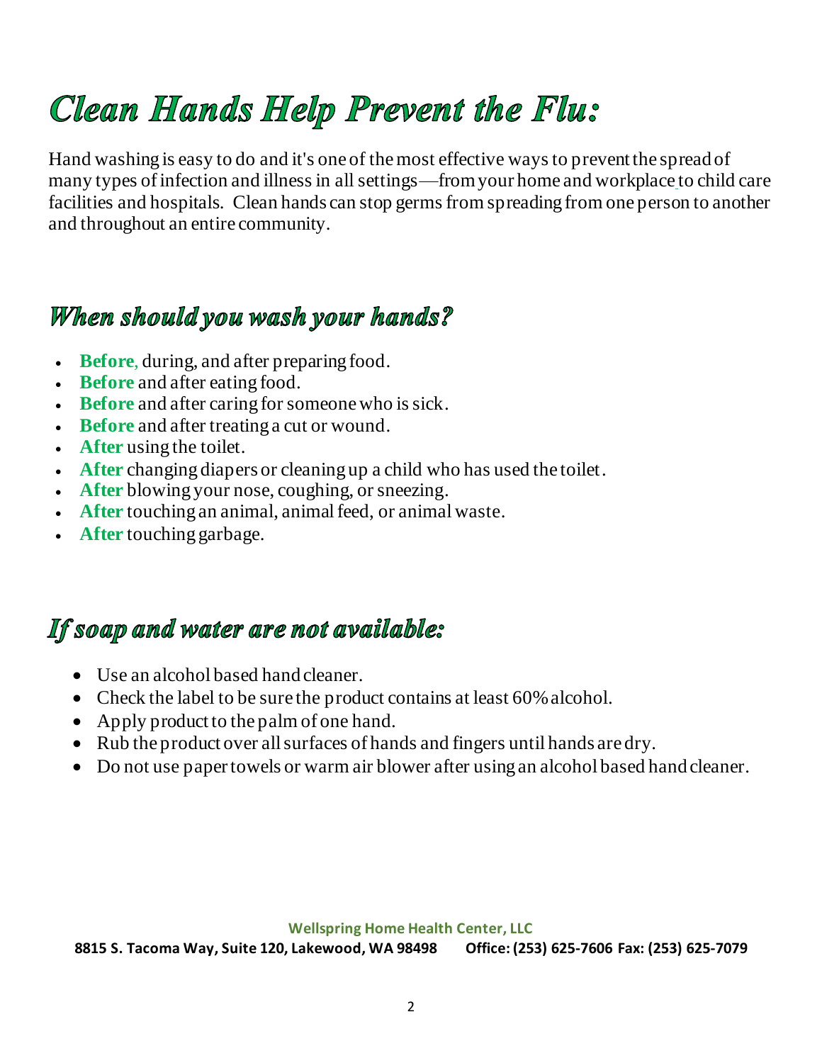# *Clean Hands Help Prevent the Flu:*

Hand washing is easy to do and it's one of the most effective ways to prevent the spread of many types of infection and illness in all settings—from your home and workplace to child care facilities and hospitals. Clean hands can stop germs from spreading from one person to another and throughout an entire community.

## *When should you wash your hands?*

- **Before**, during, and after preparing food.
- **Before** and after eating food.
- **Before** and after caring for someone who is sick.
- **Before** and after treating a cut or wound.
- **After** using the toilet.
- **After** changing diapers or cleaning up a child who has used the toilet.
- **After** blowing your nose, coughing, or sneezing.
- **After** touching an animal, animal feed, or animal waste.
- **After** touching garbage.

## *If soap and water are not available:*

- Use an alcohol based hand cleaner.
- Check the label to be sure the product contains at least 60% alcohol.
- Apply product to the palm of one hand.
- Rub the product over all surfaces of hands and fingers until hands are dry.
- Do not use paper towels or warm air blower after using an alcohol based hand cleaner.

**Wellspring Home Health Center, LLC**

**8815 S. Tacoma Way, Suite 120, Lakewood, WA 98498 Office: (253) 625-7606 Fax: (253) 625-7079**